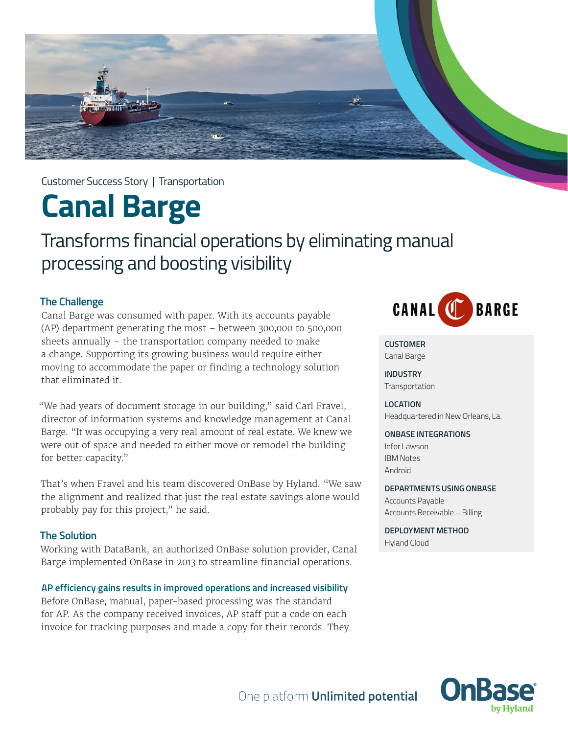Customer Success Story | Transportation

# Canal Barge

## Transforms financial operations by eliminating manual processing and boosting visibility

### The Challenge

Canal Barge was consumed with paper. With its accounts payable (AP) department generating the most – between 300,000 to 500,000 sheets annually – the transportation company needed to make a change. Supporting its growing business would require either moving to accommodate the paper or finding a technology solution that eliminated it.

"We had years of document storage in our building," said Carl Fravel, director of information systems and knowledge management at Canal Barge. "It was occupying a very real amount of real estate. We knew we were out of space and needed to either move or remodel the building for better capacity."

That's when Fravel and his team discovered OnBase by Hyland. "We saw the alignment and realized that just the real estate savings alone would probably pay for this project," he said.

### The Solution

Working with DataBank, an authorized OnBase solution provider, Canal Barge implemented OnBase in 2013 to streamline financial operations.

#### AP efficiency gains results in improved operations and increased visibility

Before OnBase, manual, paper-based processing was the standard for AP. As the company received invoices, AP staff put a code on each invoice for tracking purposes and made a copy for their records. They

**CUSTOMER**
Canal Barge

**INDUSTRY**
Transportation

**LOCATION**
Headquartered in New Orleans, La.

**ONBASE INTEGRATIONS**
Infor Lawson
IBM Notes
Android

**DEPARTMENTS USING ONBASE**
Accounts Payable
Accounts Receivable – Billing

**DEPLOYMENT METHOD**
Hyland Cloud

One platform **Unlimited potential**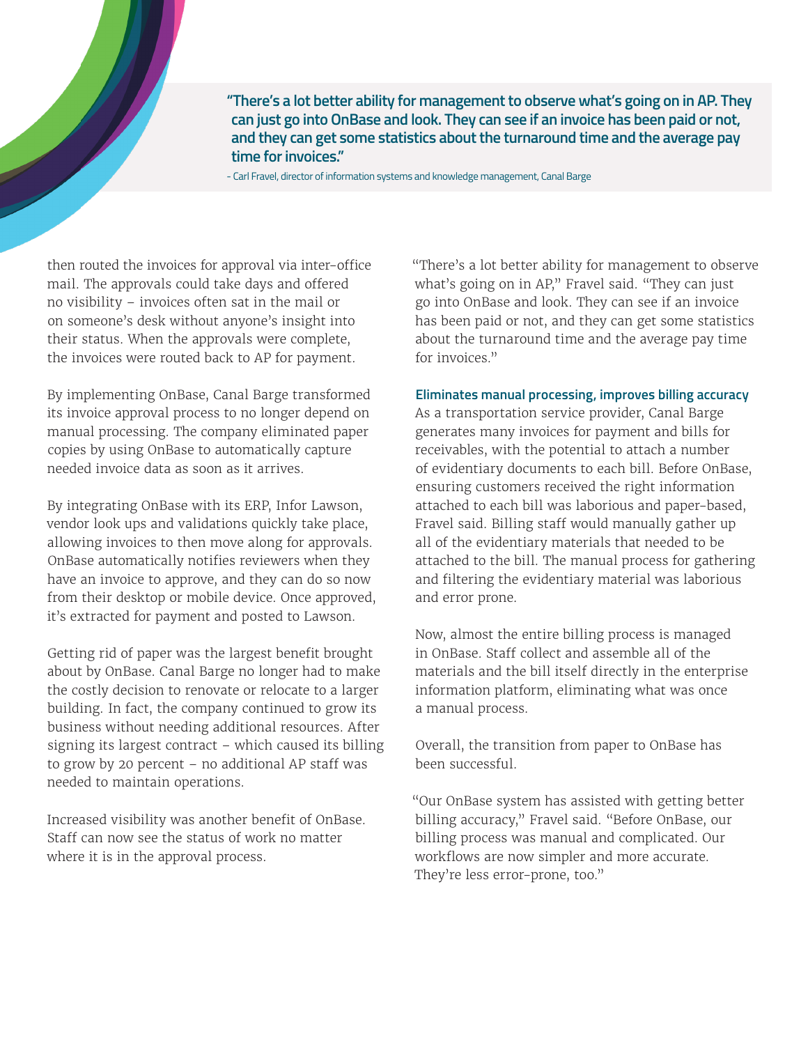> **"There's a lot better ability for management to observe what's going on in AP. They can just go into OnBase and look. They can see if an invoice has been paid or not, and they can get some statistics about the turnaround time and the average pay time for invoices."**
>
> - Carl Fravel, director of information systems and knowledge management, Canal Barge

then routed the invoices for approval via inter-office mail. The approvals could take days and offered no visibility – invoices often sat in the mail or on someone's desk without anyone's insight into their status. When the approvals were complete, the invoices were routed back to AP for payment.

By implementing OnBase, Canal Barge transformed its invoice approval process to no longer depend on manual processing. The company eliminated paper copies by using OnBase to automatically capture needed invoice data as soon as it arrives.

By integrating OnBase with its ERP, Infor Lawson, vendor look ups and validations quickly take place, allowing invoices to then move along for approvals. OnBase automatically notifies reviewers when they have an invoice to approve, and they can do so now from their desktop or mobile device. Once approved, it's extracted for payment and posted to Lawson.

Getting rid of paper was the largest benefit brought about by OnBase. Canal Barge no longer had to make the costly decision to renovate or relocate to a larger building. In fact, the company continued to grow its business without needing additional resources. After signing its largest contract – which caused its billing to grow by 20 percent – no additional AP staff was needed to maintain operations.

Increased visibility was another benefit of OnBase. Staff can now see the status of work no matter where it is in the approval process.

"There's a lot better ability for management to observe what's going on in AP," Fravel said. "They can just go into OnBase and look. They can see if an invoice has been paid or not, and they can get some statistics about the turnaround time and the average pay time for invoices."

### Eliminates manual processing, improves billing accuracy

As a transportation service provider, Canal Barge generates many invoices for payment and bills for receivables, with the potential to attach a number of evidentiary documents to each bill. Before OnBase, ensuring customers received the right information attached to each bill was laborious and paper-based, Fravel said. Billing staff would manually gather up all of the evidentiary materials that needed to be attached to the bill. The manual process for gathering and filtering the evidentiary material was laborious and error prone.

Now, almost the entire billing process is managed in OnBase. Staff collect and assemble all of the materials and the bill itself directly in the enterprise information platform, eliminating what was once a manual process.

Overall, the transition from paper to OnBase has been successful.

"Our OnBase system has assisted with getting better billing accuracy," Fravel said. "Before OnBase, our billing process was manual and complicated. Our workflows are now simpler and more accurate. They're less error-prone, too."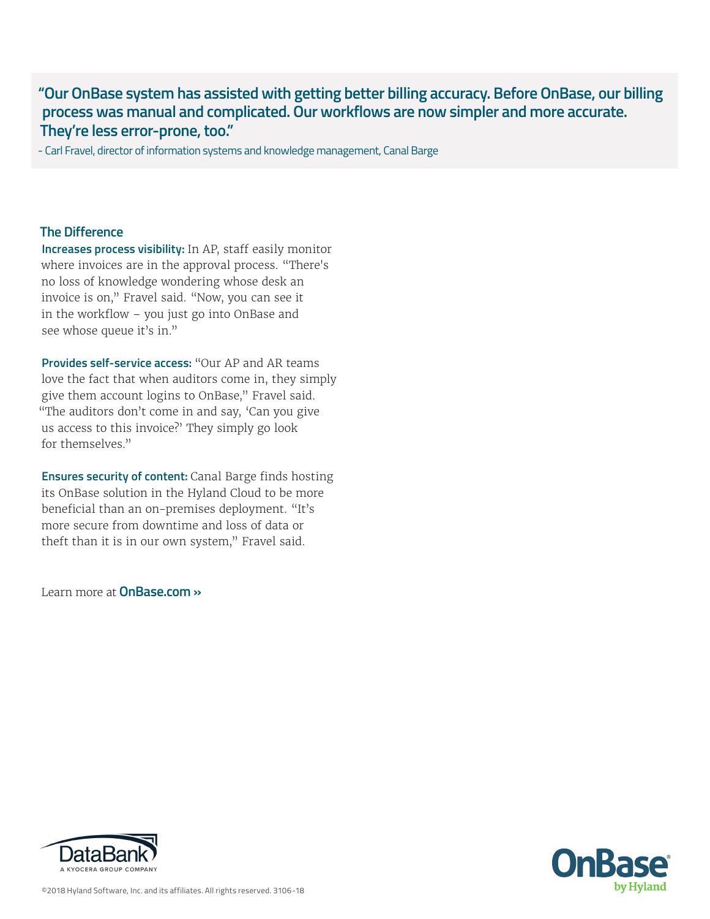> **"Our OnBase system has assisted with getting better billing accuracy. Before OnBase, our billing process was manual and complicated. Our workflows are now simpler and more accurate. They're less error-prone, too."**
>
> - Carl Fravel, director of information systems and knowledge management, Canal Barge

## The Difference

**Increases process visibility:** In AP, staff easily monitor where invoices are in the approval process. "There's no loss of knowledge wondering whose desk an invoice is on," Fravel said. "Now, you can see it in the workflow – you just go into OnBase and see whose queue it's in."

**Provides self-service access:** "Our AP and AR teams love the fact that when auditors come in, they simply give them account logins to OnBase," Fravel said. "The auditors don't come in and say, 'Can you give us access to this invoice?' They simply go look for themselves."

**Ensures security of content:** Canal Barge finds hosting its OnBase solution in the Hyland Cloud to be more beneficial than an on-premises deployment. "It's more secure from downtime and loss of data or theft than it is in our own system," Fravel said.

Learn more at **OnBase.com ››**

DataBank
A KYOCERA GROUP COMPANY

OnBase® by Hyland

©2018 Hyland Software, Inc. and its affiliates. All rights reserved. 3106-18